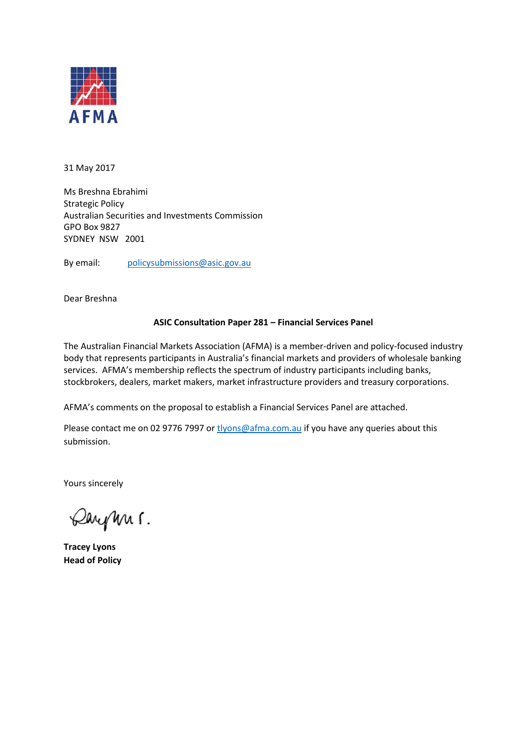AFMA

31 May 2017

Ms Breshna Ebrahimi
Strategic Policy
Australian Securities and Investments Commission
GPO Box 9827
SYDNEY NSW 2001

By email: policysubmissions@asic.gov.au

Dear Breshna

**ASIC Consultation Paper 281 – Financial Services Panel**

The Australian Financial Markets Association (AFMA) is a member-driven and policy-focused industry body that represents participants in Australia's financial markets and providers of wholesale banking services. AFMA's membership reflects the spectrum of industry participants including banks, stockbrokers, dealers, market makers, market infrastructure providers and treasury corporations.

AFMA's comments on the proposal to establish a Financial Services Panel are attached.

Please contact me on 02 9776 7997 or tlyons@afma.com.au if you have any queries about this submission.

Yours sincerely

**Tracey Lyons**
**Head of Policy**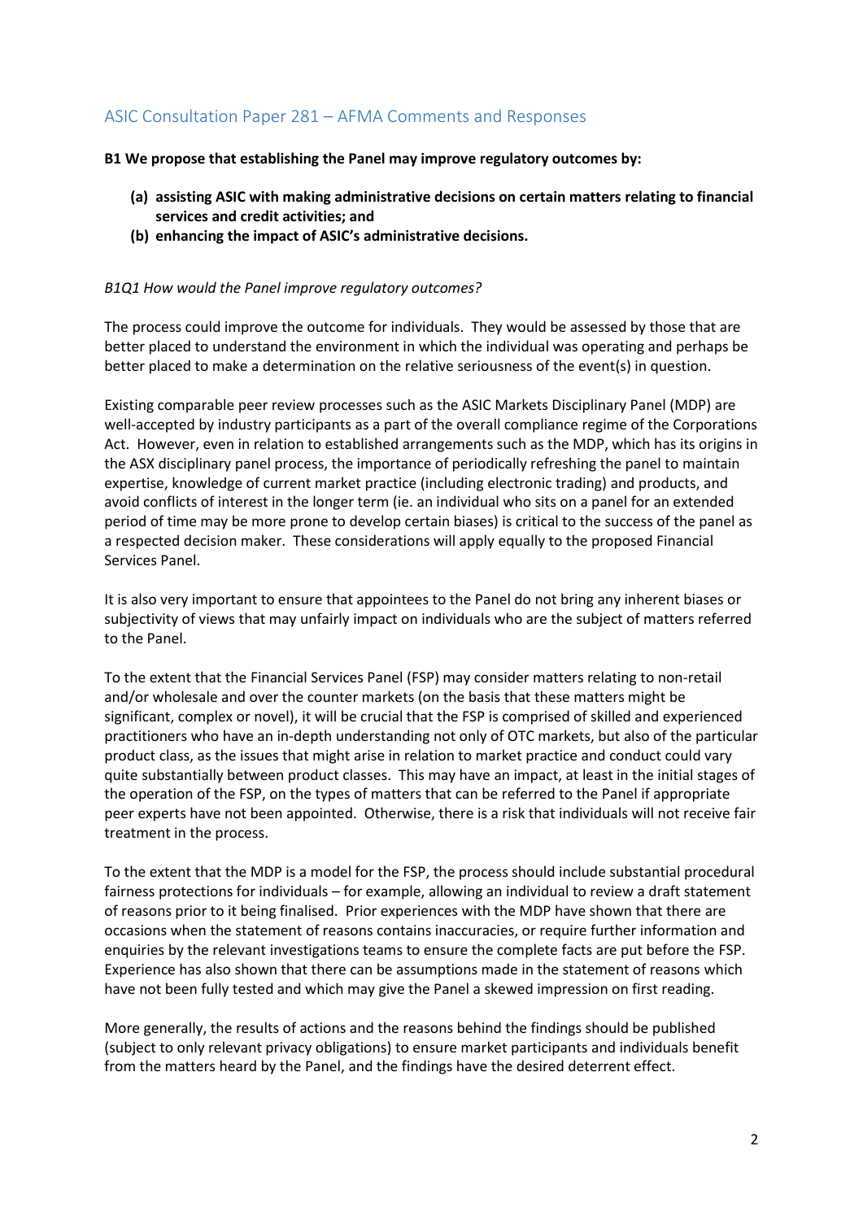## ASIC Consultation Paper 281 – AFMA Comments and Responses

**B1 We propose that establishing the Panel may improve regulatory outcomes by:**

- **(a) assisting ASIC with making administrative decisions on certain matters relating to financial services and credit activities; and**
- **(b) enhancing the impact of ASIC's administrative decisions.**

*B1Q1 How would the Panel improve regulatory outcomes?*

The process could improve the outcome for individuals. They would be assessed by those that are better placed to understand the environment in which the individual was operating and perhaps be better placed to make a determination on the relative seriousness of the event(s) in question.

Existing comparable peer review processes such as the ASIC Markets Disciplinary Panel (MDP) are well-accepted by industry participants as a part of the overall compliance regime of the Corporations Act. However, even in relation to established arrangements such as the MDP, which has its origins in the ASX disciplinary panel process, the importance of periodically refreshing the panel to maintain expertise, knowledge of current market practice (including electronic trading) and products, and avoid conflicts of interest in the longer term (ie. an individual who sits on a panel for an extended period of time may be more prone to develop certain biases) is critical to the success of the panel as a respected decision maker. These considerations will apply equally to the proposed Financial Services Panel.

It is also very important to ensure that appointees to the Panel do not bring any inherent biases or subjectivity of views that may unfairly impact on individuals who are the subject of matters referred to the Panel.

To the extent that the Financial Services Panel (FSP) may consider matters relating to non-retail and/or wholesale and over the counter markets (on the basis that these matters might be significant, complex or novel), it will be crucial that the FSP is comprised of skilled and experienced practitioners who have an in-depth understanding not only of OTC markets, but also of the particular product class, as the issues that might arise in relation to market practice and conduct could vary quite substantially between product classes. This may have an impact, at least in the initial stages of the operation of the FSP, on the types of matters that can be referred to the Panel if appropriate peer experts have not been appointed. Otherwise, there is a risk that individuals will not receive fair treatment in the process.

To the extent that the MDP is a model for the FSP, the process should include substantial procedural fairness protections for individuals – for example, allowing an individual to review a draft statement of reasons prior to it being finalised. Prior experiences with the MDP have shown that there are occasions when the statement of reasons contains inaccuracies, or require further information and enquiries by the relevant investigations teams to ensure the complete facts are put before the FSP. Experience has also shown that there can be assumptions made in the statement of reasons which have not been fully tested and which may give the Panel a skewed impression on first reading.

More generally, the results of actions and the reasons behind the findings should be published (subject to only relevant privacy obligations) to ensure market participants and individuals benefit from the matters heard by the Panel, and the findings have the desired deterrent effect.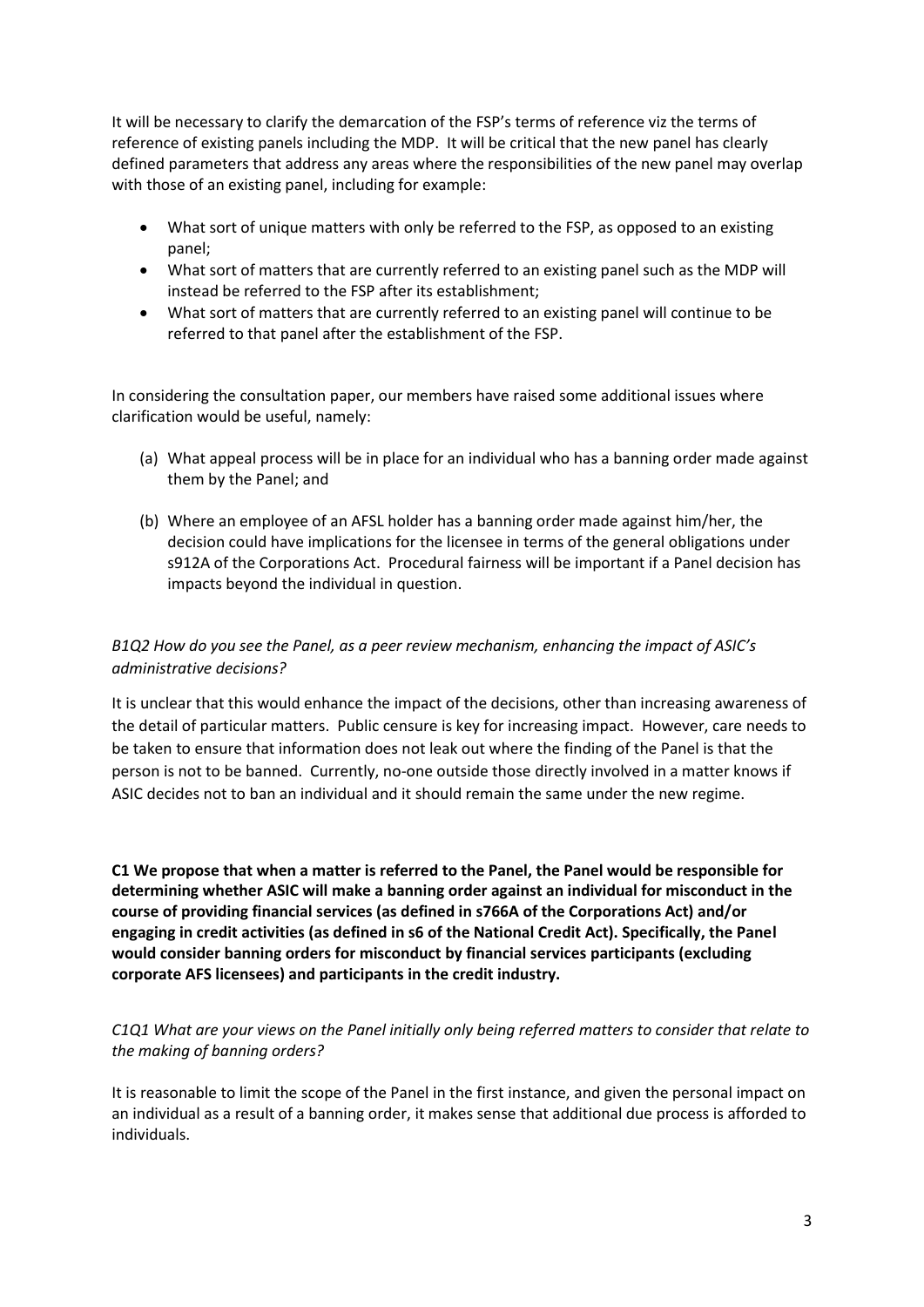It will be necessary to clarify the demarcation of the FSP's terms of reference viz the terms of reference of existing panels including the MDP. It will be critical that the new panel has clearly defined parameters that address any areas where the responsibilities of the new panel may overlap with those of an existing panel, including for example:

- What sort of unique matters with only be referred to the FSP, as opposed to an existing panel;
- What sort of matters that are currently referred to an existing panel such as the MDP will instead be referred to the FSP after its establishment;
- What sort of matters that are currently referred to an existing panel will continue to be referred to that panel after the establishment of the FSP.

In considering the consultation paper, our members have raised some additional issues where clarification would be useful, namely:

(a) What appeal process will be in place for an individual who has a banning order made against them by the Panel; and

(b) Where an employee of an AFSL holder has a banning order made against him/her, the decision could have implications for the licensee in terms of the general obligations under s912A of the Corporations Act. Procedural fairness will be important if a Panel decision has impacts beyond the individual in question.

*B1Q2 How do you see the Panel, as a peer review mechanism, enhancing the impact of ASIC's administrative decisions?*

It is unclear that this would enhance the impact of the decisions, other than increasing awareness of the detail of particular matters. Public censure is key for increasing impact. However, care needs to be taken to ensure that information does not leak out where the finding of the Panel is that the person is not to be banned. Currently, no-one outside those directly involved in a matter knows if ASIC decides not to ban an individual and it should remain the same under the new regime.

**C1 We propose that when a matter is referred to the Panel, the Panel would be responsible for determining whether ASIC will make a banning order against an individual for misconduct in the course of providing financial services (as defined in s766A of the Corporations Act) and/or engaging in credit activities (as defined in s6 of the National Credit Act). Specifically, the Panel would consider banning orders for misconduct by financial services participants (excluding corporate AFS licensees) and participants in the credit industry.**

*C1Q1 What are your views on the Panel initially only being referred matters to consider that relate to the making of banning orders?*

It is reasonable to limit the scope of the Panel in the first instance, and given the personal impact on an individual as a result of a banning order, it makes sense that additional due process is afforded to individuals.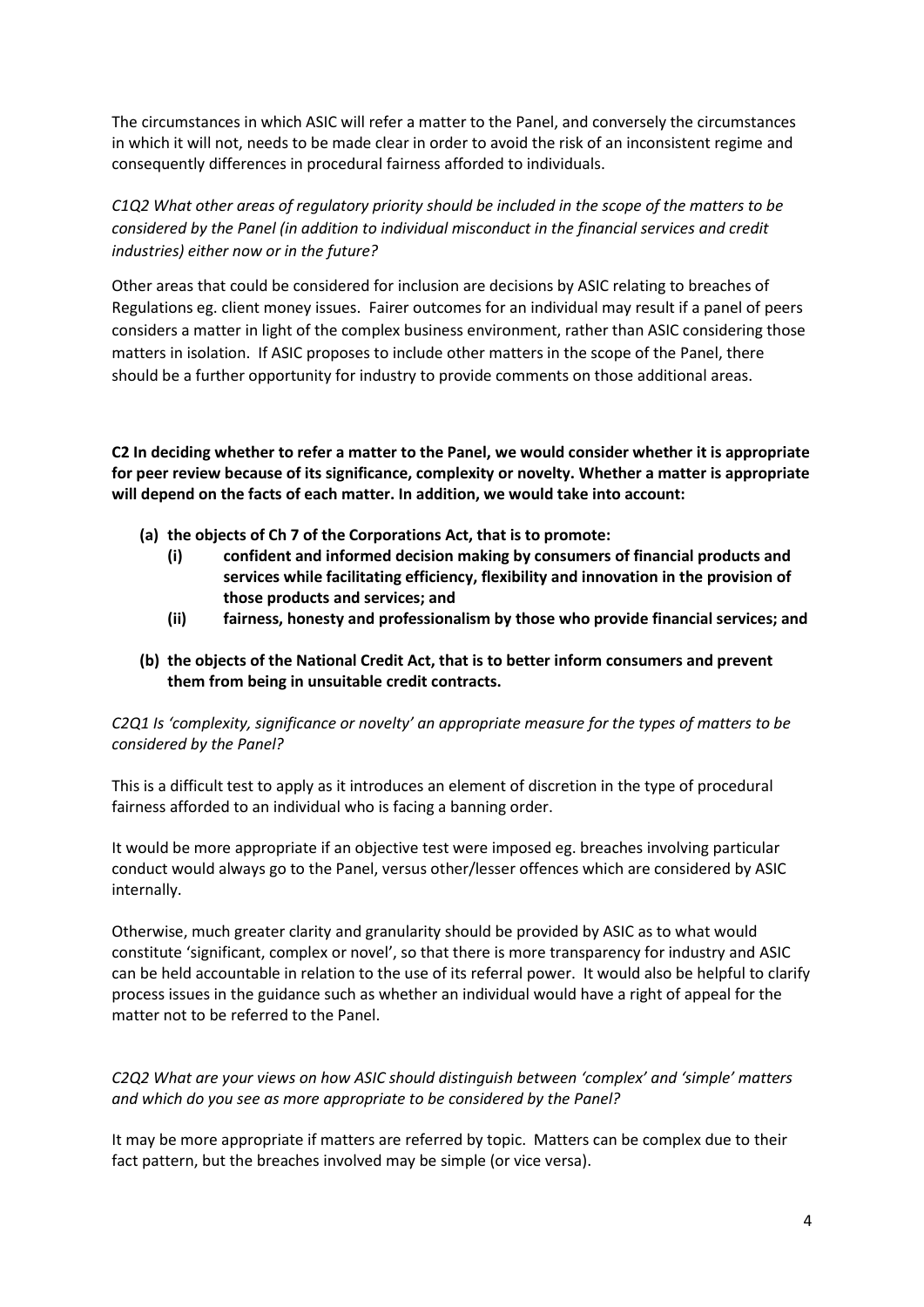The circumstances in which ASIC will refer a matter to the Panel, and conversely the circumstances in which it will not, needs to be made clear in order to avoid the risk of an inconsistent regime and consequently differences in procedural fairness afforded to individuals.

*C1Q2 What other areas of regulatory priority should be included in the scope of the matters to be considered by the Panel (in addition to individual misconduct in the financial services and credit industries) either now or in the future?*

Other areas that could be considered for inclusion are decisions by ASIC relating to breaches of Regulations eg. client money issues. Fairer outcomes for an individual may result if a panel of peers considers a matter in light of the complex business environment, rather than ASIC considering those matters in isolation. If ASIC proposes to include other matters in the scope of the Panel, there should be a further opportunity for industry to provide comments on those additional areas.

**C2 In deciding whether to refer a matter to the Panel, we would consider whether it is appropriate for peer review because of its significance, complexity or novelty. Whether a matter is appropriate will depend on the facts of each matter. In addition, we would take into account:**

- **(a) the objects of Ch 7 of the Corporations Act, that is to promote:**
  - **(i) confident and informed decision making by consumers of financial products and services while facilitating efficiency, flexibility and innovation in the provision of those products and services; and**
  - **(ii) fairness, honesty and professionalism by those who provide financial services; and**
- **(b) the objects of the National Credit Act, that is to better inform consumers and prevent them from being in unsuitable credit contracts.**

*C2Q1 Is 'complexity, significance or novelty' an appropriate measure for the types of matters to be considered by the Panel?*

This is a difficult test to apply as it introduces an element of discretion in the type of procedural fairness afforded to an individual who is facing a banning order.

It would be more appropriate if an objective test were imposed eg. breaches involving particular conduct would always go to the Panel, versus other/lesser offences which are considered by ASIC internally.

Otherwise, much greater clarity and granularity should be provided by ASIC as to what would constitute 'significant, complex or novel', so that there is more transparency for industry and ASIC can be held accountable in relation to the use of its referral power. It would also be helpful to clarify process issues in the guidance such as whether an individual would have a right of appeal for the matter not to be referred to the Panel.

*C2Q2 What are your views on how ASIC should distinguish between 'complex' and 'simple' matters and which do you see as more appropriate to be considered by the Panel?*

It may be more appropriate if matters are referred by topic. Matters can be complex due to their fact pattern, but the breaches involved may be simple (or vice versa).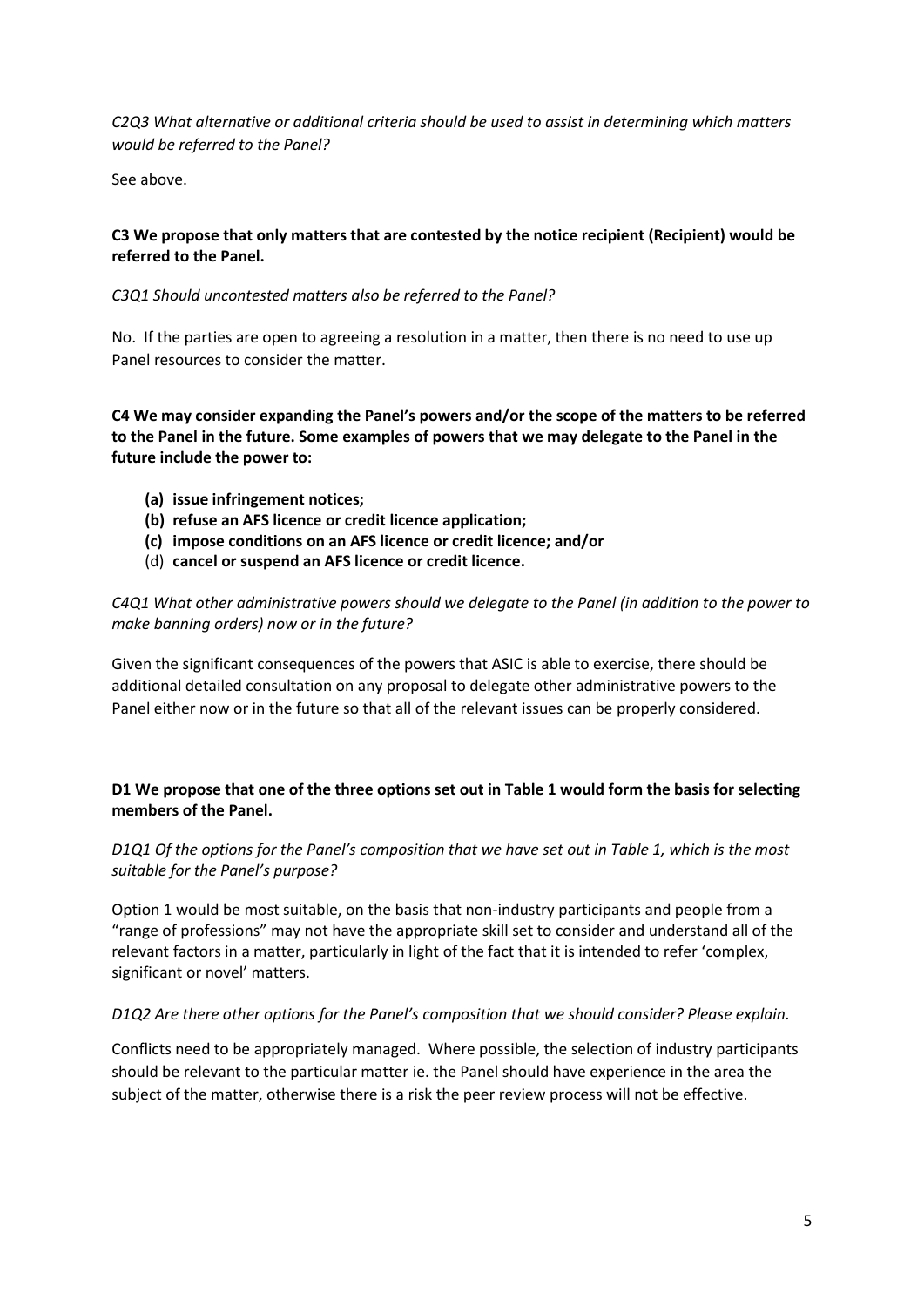*C2Q3 What alternative or additional criteria should be used to assist in determining which matters would be referred to the Panel?*

See above.

**C3 We propose that only matters that are contested by the notice recipient (Recipient) would be referred to the Panel.**

*C3Q1 Should uncontested matters also be referred to the Panel?*

No. If the parties are open to agreeing a resolution in a matter, then there is no need to use up Panel resources to consider the matter.

**C4 We may consider expanding the Panel's powers and/or the scope of the matters to be referred to the Panel in the future. Some examples of powers that we may delegate to the Panel in the future include the power to:**

- **(a) issue infringement notices;**
- **(b) refuse an AFS licence or credit licence application;**
- **(c) impose conditions on an AFS licence or credit licence; and/or**
- (d) **cancel or suspend an AFS licence or credit licence.**

*C4Q1 What other administrative powers should we delegate to the Panel (in addition to the power to make banning orders) now or in the future?*

Given the significant consequences of the powers that ASIC is able to exercise, there should be additional detailed consultation on any proposal to delegate other administrative powers to the Panel either now or in the future so that all of the relevant issues can be properly considered.

**D1 We propose that one of the three options set out in Table 1 would form the basis for selecting members of the Panel.**

*D1Q1 Of the options for the Panel's composition that we have set out in Table 1, which is the most suitable for the Panel's purpose?*

Option 1 would be most suitable, on the basis that non-industry participants and people from a "range of professions" may not have the appropriate skill set to consider and understand all of the relevant factors in a matter, particularly in light of the fact that it is intended to refer 'complex, significant or novel' matters.

*D1Q2 Are there other options for the Panel's composition that we should consider? Please explain.*

Conflicts need to be appropriately managed. Where possible, the selection of industry participants should be relevant to the particular matter ie. the Panel should have experience in the area the subject of the matter, otherwise there is a risk the peer review process will not be effective.